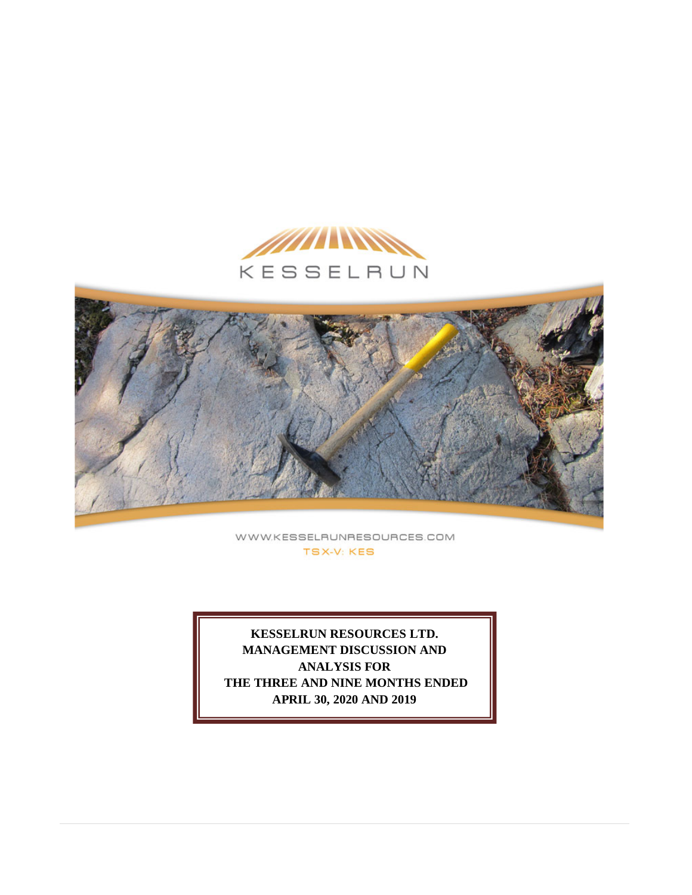KESSELRUN

WWW.KESSELRUNRESOURCES.COM

TSX-V: KES

**KESSELRUN RESOURCES LTD.**
**MANAGEMENT DISCUSSION AND ANALYSIS FOR**
**THE THREE AND NINE MONTHS ENDED**
**APRIL 30, 2020 AND 2019**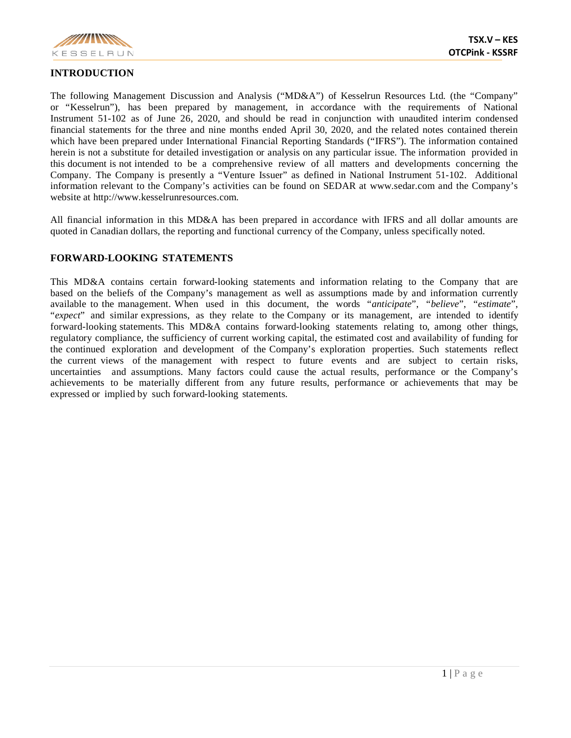## INTRODUCTION

The following Management Discussion and Analysis ("MD&A") of Kesselrun Resources Ltd. (the "Company" or "Kesselrun"), has been prepared by management, in accordance with the requirements of National Instrument 51-102 as of June 26, 2020, and should be read in conjunction with unaudited interim condensed financial statements for the three and nine months ended April 30, 2020, and the related notes contained therein which have been prepared under International Financial Reporting Standards ("IFRS"). The information contained herein is not a substitute for detailed investigation or analysis on any particular issue. The information provided in this document is not intended to be a comprehensive review of all matters and developments concerning the Company. The Company is presently a "Venture Issuer" as defined in National Instrument 51-102. Additional information relevant to the Company's activities can be found on SEDAR at www.sedar.com and the Company's website at http://www.kesselrunresources.com.

All financial information in this MD&A has been prepared in accordance with IFRS and all dollar amounts are quoted in Canadian dollars, the reporting and functional currency of the Company, unless specifically noted.

## FORWARD-LOOKING STATEMENTS

This MD&A contains certain forward-looking statements and information relating to the Company that are based on the beliefs of the Company's management as well as assumptions made by and information currently available to the management. When used in this document, the words "*anticipate*", "*believe*", "*estimate*", "*expect*" and similar expressions, as they relate to the Company or its management, are intended to identify forward-looking statements. This MD&A contains forward-looking statements relating to, among other things, regulatory compliance, the sufficiency of current working capital, the estimated cost and availability of funding for the continued exploration and development of the Company's exploration properties. Such statements reflect the current views of the management with respect to future events and are subject to certain risks, uncertainties and assumptions. Many factors could cause the actual results, performance or the Company's achievements to be materially different from any future results, performance or achievements that may be expressed or implied by such forward-looking statements.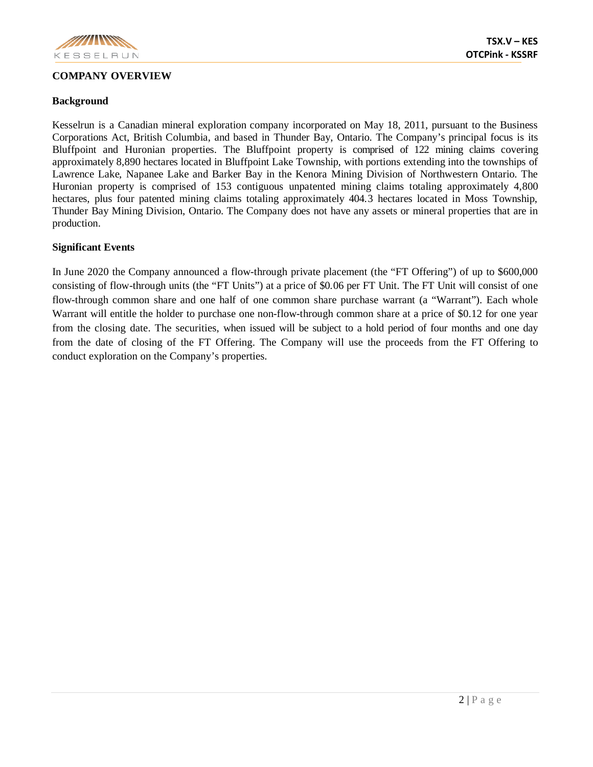## COMPANY OVERVIEW

### Background

Kesselrun is a Canadian mineral exploration company incorporated on May 18, 2011, pursuant to the Business Corporations Act, British Columbia, and based in Thunder Bay, Ontario. The Company's principal focus is its Bluffpoint and Huronian properties. The Bluffpoint property is comprised of 122 mining claims covering approximately 8,890 hectares located in Bluffpoint Lake Township, with portions extending into the townships of Lawrence Lake, Napanee Lake and Barker Bay in the Kenora Mining Division of Northwestern Ontario. The Huronian property is comprised of 153 contiguous unpatented mining claims totaling approximately 4,800 hectares, plus four patented mining claims totaling approximately 404.3 hectares located in Moss Township, Thunder Bay Mining Division, Ontario. The Company does not have any assets or mineral properties that are in production.

### Significant Events

In June 2020 the Company announced a flow-through private placement (the "FT Offering") of up to $600,000 consisting of flow-through units (the "FT Units") at a price of $0.06 per FT Unit. The FT Unit will consist of one flow-through common share and one half of one common share purchase warrant (a "Warrant"). Each whole Warrant will entitle the holder to purchase one non-flow-through common share at a price of $0.12 for one year from the closing date. The securities, when issued will be subject to a hold period of four months and one day from the date of closing of the FT Offering. The Company will use the proceeds from the FT Offering to conduct exploration on the Company's properties.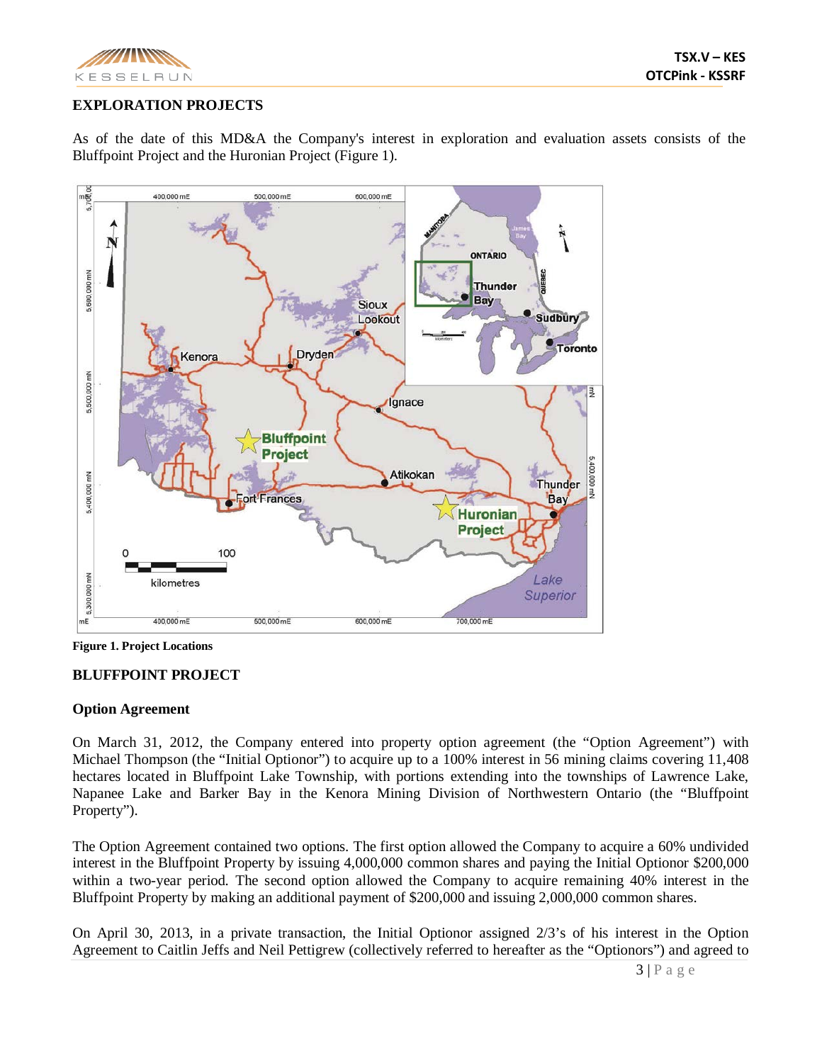## EXPLORATION PROJECTS

As of the date of this MD&A the Company's interest in exploration and evaluation assets consists of the Bluffpoint Project and the Huronian Project (Figure 1).

**Figure 1. Project Locations**

## BLUFFPOINT PROJECT

### Option Agreement

On March 31, 2012, the Company entered into property option agreement (the "Option Agreement") with Michael Thompson (the "Initial Optionor") to acquire up to a 100% interest in 56 mining claims covering 11,408 hectares located in Bluffpoint Lake Township, with portions extending into the townships of Lawrence Lake, Napanee Lake and Barker Bay in the Kenora Mining Division of Northwestern Ontario (the "Bluffpoint Property").

The Option Agreement contained two options. The first option allowed the Company to acquire a 60% undivided interest in the Bluffpoint Property by issuing 4,000,000 common shares and paying the Initial Optionor $200,000 within a two-year period. The second option allowed the Company to acquire remaining 40% interest in the Bluffpoint Property by making an additional payment of $200,000 and issuing 2,000,000 common shares.

On April 30, 2013, in a private transaction, the Initial Optionor assigned 2/3's of his interest in the Option Agreement to Caitlin Jeffs and Neil Pettigrew (collectively referred to hereafter as the "Optionors") and agreed to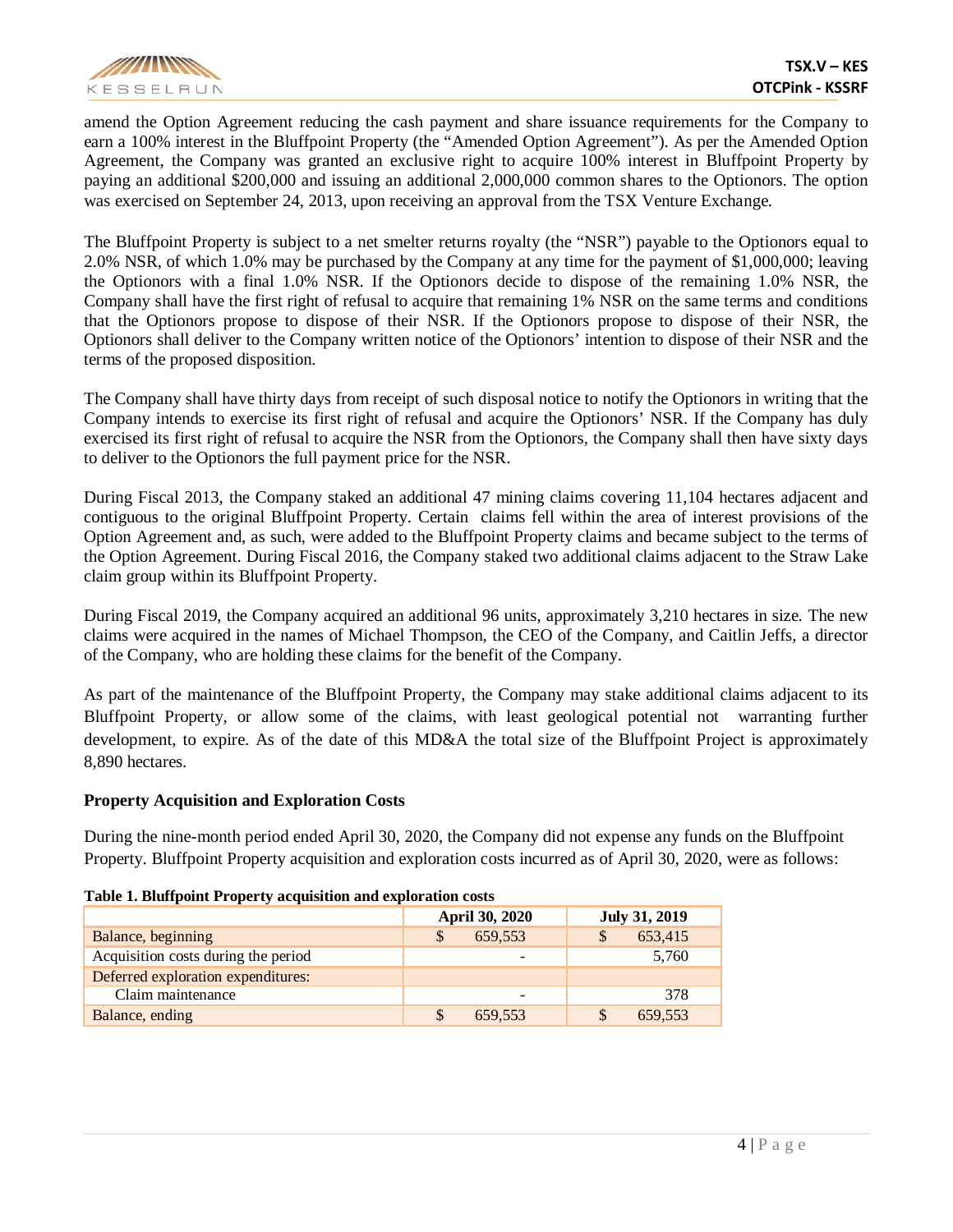amend the Option Agreement reducing the cash payment and share issuance requirements for the Company to earn a 100% interest in the Bluffpoint Property (the "Amended Option Agreement"). As per the Amended Option Agreement, the Company was granted an exclusive right to acquire 100% interest in Bluffpoint Property by paying an additional $200,000 and issuing an additional 2,000,000 common shares to the Optionors. The option was exercised on September 24, 2013, upon receiving an approval from the TSX Venture Exchange.

The Bluffpoint Property is subject to a net smelter returns royalty (the "NSR") payable to the Optionors equal to 2.0% NSR, of which 1.0% may be purchased by the Company at any time for the payment of $1,000,000; leaving the Optionors with a final 1.0% NSR. If the Optionors decide to dispose of the remaining 1.0% NSR, the Company shall have the first right of refusal to acquire that remaining 1% NSR on the same terms and conditions that the Optionors propose to dispose of their NSR. If the Optionors propose to dispose of their NSR, the Optionors shall deliver to the Company written notice of the Optionors' intention to dispose of their NSR and the terms of the proposed disposition.

The Company shall have thirty days from receipt of such disposal notice to notify the Optionors in writing that the Company intends to exercise its first right of refusal and acquire the Optionors' NSR. If the Company has duly exercised its first right of refusal to acquire the NSR from the Optionors, the Company shall then have sixty days to deliver to the Optionors the full payment price for the NSR.

During Fiscal 2013, the Company staked an additional 47 mining claims covering 11,104 hectares adjacent and contiguous to the original Bluffpoint Property. Certain claims fell within the area of interest provisions of the Option Agreement and, as such, were added to the Bluffpoint Property claims and became subject to the terms of the Option Agreement. During Fiscal 2016, the Company staked two additional claims adjacent to the Straw Lake claim group within its Bluffpoint Property.

During Fiscal 2019, the Company acquired an additional 96 units, approximately 3,210 hectares in size. The new claims were acquired in the names of Michael Thompson, the CEO of the Company, and Caitlin Jeffs, a director of the Company, who are holding these claims for the benefit of the Company.

As part of the maintenance of the Bluffpoint Property, the Company may stake additional claims adjacent to its Bluffpoint Property, or allow some of the claims, with least geological potential not warranting further development, to expire. As of the date of this MD&A the total size of the Bluffpoint Project is approximately 8,890 hectares.

**Property Acquisition and Exploration Costs**

During the nine-month period ended April 30, 2020, the Company did not expense any funds on the Bluffpoint Property. Bluffpoint Property acquisition and exploration costs incurred as of April 30, 2020, were as follows:

**Table 1. Bluffpoint Property acquisition and exploration costs**

| | April 30, 2020 | July 31, 2019 |
|---|---|---|
| Balance, beginning | $ 659,553 | $ 653,415 |
| Acquisition costs during the period | - | 5,760 |
| Deferred exploration expenditures: | | |
| Claim maintenance | - | 378 |
| Balance, ending | $ 659,553 | $ 659,553 |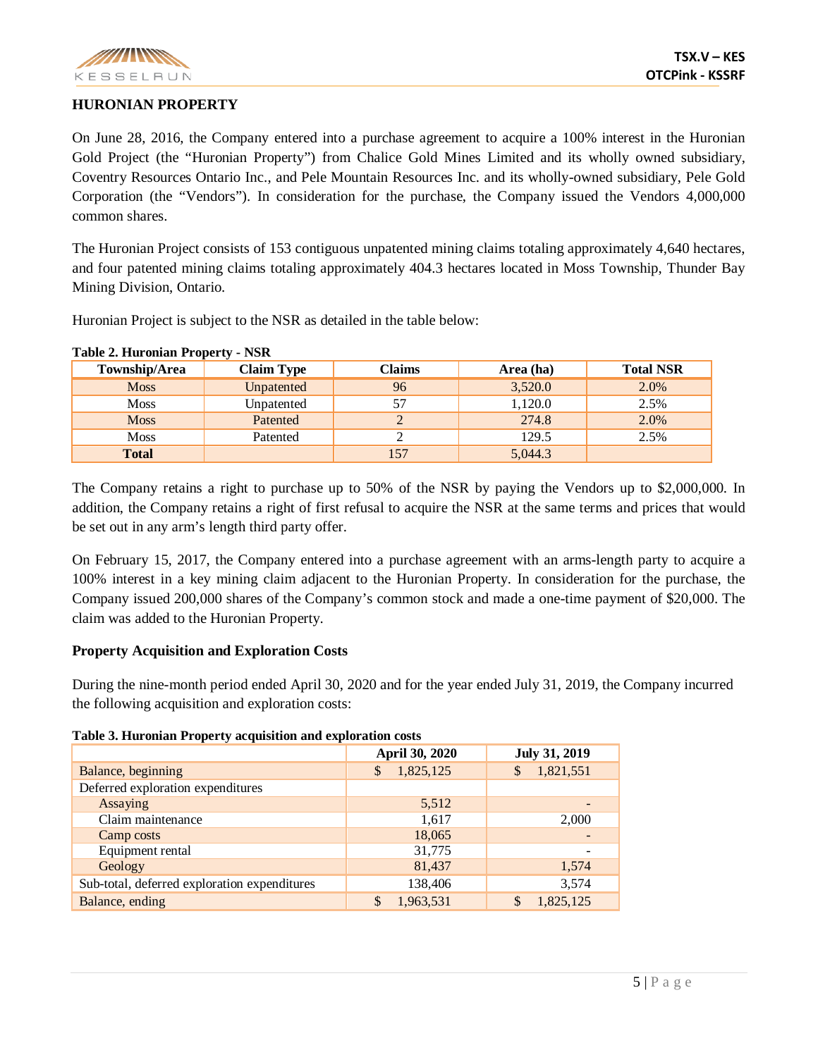## HURONIAN PROPERTY

On June 28, 2016, the Company entered into a purchase agreement to acquire a 100% interest in the Huronian Gold Project (the "Huronian Property") from Chalice Gold Mines Limited and its wholly owned subsidiary, Coventry Resources Ontario Inc., and Pele Mountain Resources Inc. and its wholly-owned subsidiary, Pele Gold Corporation (the "Vendors"). In consideration for the purchase, the Company issued the Vendors 4,000,000 common shares.

The Huronian Project consists of 153 contiguous unpatented mining claims totaling approximately 4,640 hectares, and four patented mining claims totaling approximately 404.3 hectares located in Moss Township, Thunder Bay Mining Division, Ontario.

Huronian Project is subject to the NSR as detailed in the table below:

**Table 2. Huronian Property - NSR**

| Township/Area | Claim Type | Claims | Area (ha) | Total NSR |
|---|---|---|---|---|
| Moss | Unpatented | 96 | 3,520.0 | 2.0% |
| Moss | Unpatented | 57 | 1,120.0 | 2.5% |
| Moss | Patented | 2 | 274.8 | 2.0% |
| Moss | Patented | 2 | 129.5 | 2.5% |
| **Total** | | 157 | 5,044.3 | |

The Company retains a right to purchase up to 50% of the NSR by paying the Vendors up to $2,000,000. In addition, the Company retains a right of first refusal to acquire the NSR at the same terms and prices that would be set out in any arm's length third party offer.

On February 15, 2017, the Company entered into a purchase agreement with an arms-length party to acquire a 100% interest in a key mining claim adjacent to the Huronian Property. In consideration for the purchase, the Company issued 200,000 shares of the Company's common stock and made a one-time payment of $20,000. The claim was added to the Huronian Property.

### Property Acquisition and Exploration Costs

During the nine-month period ended April 30, 2020 and for the year ended July 31, 2019, the Company incurred the following acquisition and exploration costs:

**Table 3. Huronian Property acquisition and exploration costs**

| | April 30, 2020 | July 31, 2019 |
|---|---|---|
| Balance, beginning | $ 1,825,125 | $ 1,821,551 |
| Deferred exploration expenditures | | |
| Assaying | 5,512 | - |
| Claim maintenance | 1,617 | 2,000 |
| Camp costs | 18,065 | - |
| Equipment rental | 31,775 | - |
| Geology | 81,437 | 1,574 |
| Sub-total, deferred exploration expenditures | 138,406 | 3,574 |
| Balance, ending | $ 1,963,531 | $ 1,825,125 |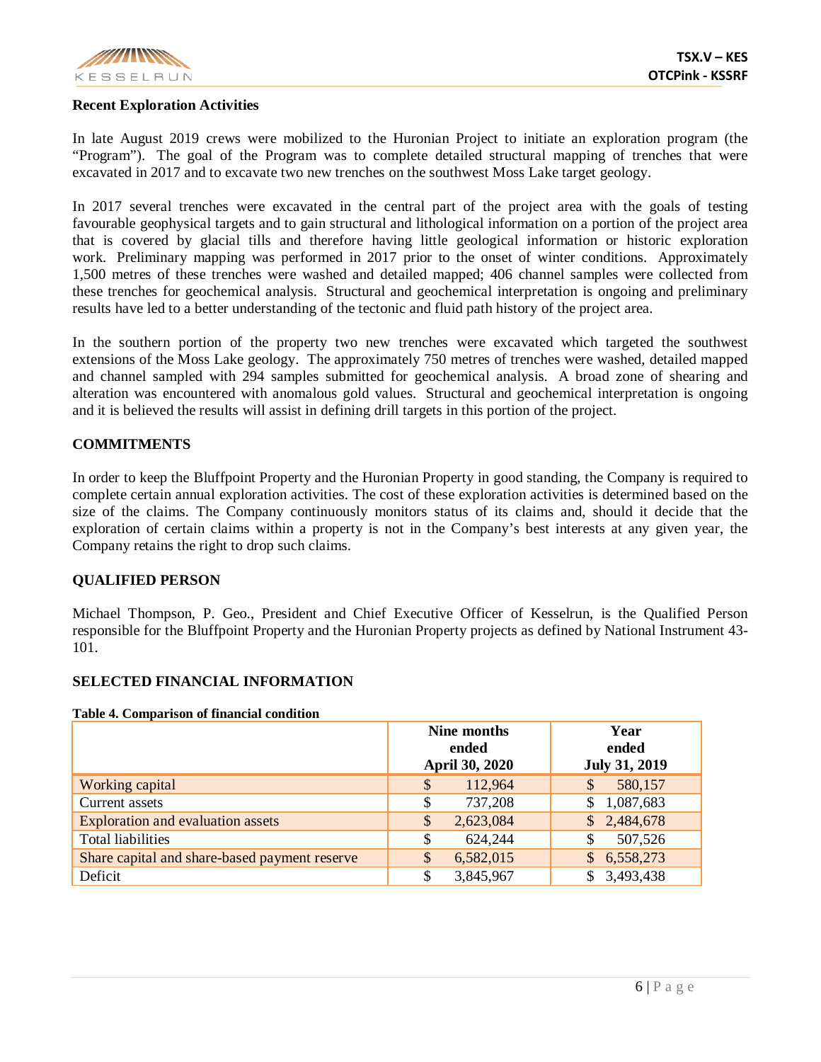## Recent Exploration Activities

In late August 2019 crews were mobilized to the Huronian Project to initiate an exploration program (the "Program"). The goal of the Program was to complete detailed structural mapping of trenches that were excavated in 2017 and to excavate two new trenches on the southwest Moss Lake target geology.

In 2017 several trenches were excavated in the central part of the project area with the goals of testing favourable geophysical targets and to gain structural and lithological information on a portion of the project area that is covered by glacial tills and therefore having little geological information or historic exploration work. Preliminary mapping was performed in 2017 prior to the onset of winter conditions. Approximately 1,500 metres of these trenches were washed and detailed mapped; 406 channel samples were collected from these trenches for geochemical analysis. Structural and geochemical interpretation is ongoing and preliminary results have led to a better understanding of the tectonic and fluid path history of the project area.

In the southern portion of the property two new trenches were excavated which targeted the southwest extensions of the Moss Lake geology. The approximately 750 metres of trenches were washed, detailed mapped and channel sampled with 294 samples submitted for geochemical analysis. A broad zone of shearing and alteration was encountered with anomalous gold values. Structural and geochemical interpretation is ongoing and it is believed the results will assist in defining drill targets in this portion of the project.

## COMMITMENTS

In order to keep the Bluffpoint Property and the Huronian Property in good standing, the Company is required to complete certain annual exploration activities. The cost of these exploration activities is determined based on the size of the claims. The Company continuously monitors status of its claims and, should it decide that the exploration of certain claims within a property is not in the Company's best interests at any given year, the Company retains the right to drop such claims.

## QUALIFIED PERSON

Michael Thompson, P. Geo., President and Chief Executive Officer of Kesselrun, is the Qualified Person responsible for the Bluffpoint Property and the Huronian Property projects as defined by National Instrument 43-101.

## SELECTED FINANCIAL INFORMATION

**Table 4. Comparison of financial condition**

| | Nine months ended April 30, 2020 | Year ended July 31, 2019 |
|---|---|---|
| Working capital | $ 112,964 | $ 580,157 |
| Current assets | $ 737,208 | $ 1,087,683 |
| Exploration and evaluation assets | $ 2,623,084 | $ 2,484,678 |
| Total liabilities | $ 624,244 | $ 507,526 |
| Share capital and share-based payment reserve | $ 6,582,015 | $ 6,558,273 |
| Deficit | $ 3,845,967 | $ 3,493,438 |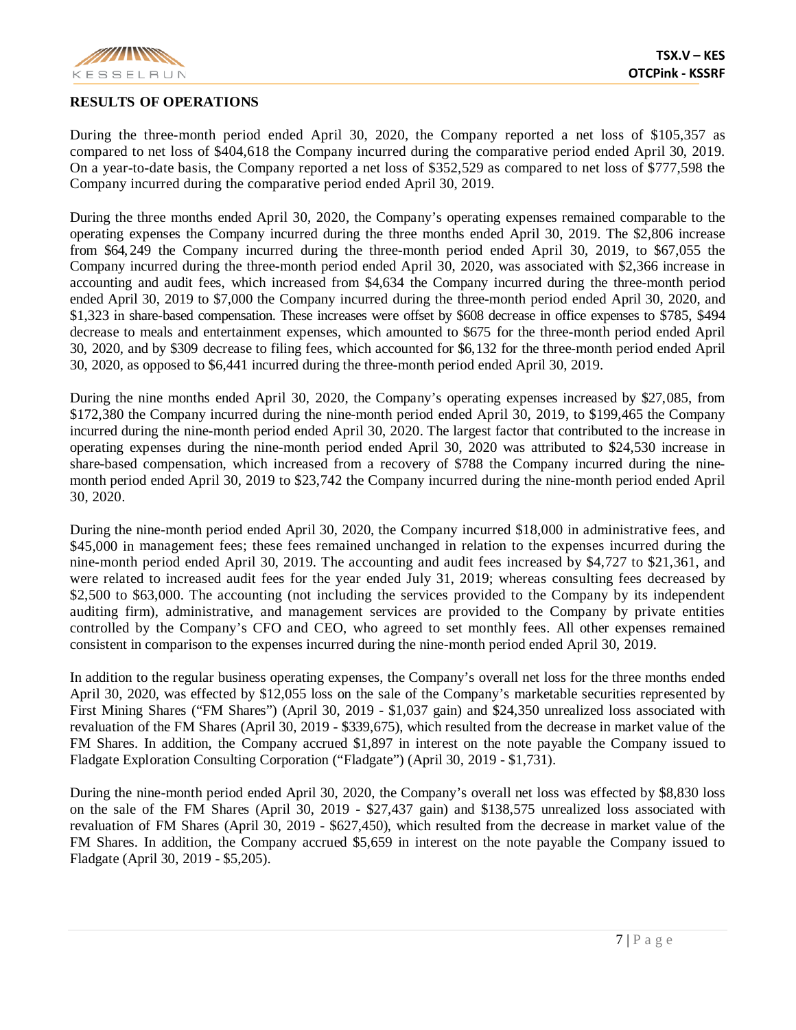## RESULTS OF OPERATIONS

During the three-month period ended April 30, 2020, the Company reported a net loss of $105,357 as compared to net loss of $404,618 the Company incurred during the comparative period ended April 30, 2019. On a year-to-date basis, the Company reported a net loss of $352,529 as compared to net loss of $777,598 the Company incurred during the comparative period ended April 30, 2019.

During the three months ended April 30, 2020, the Company's operating expenses remained comparable to the operating expenses the Company incurred during the three months ended April 30, 2019. The $2,806 increase from $64,249 the Company incurred during the three-month period ended April 30, 2019, to $67,055 the Company incurred during the three-month period ended April 30, 2020, was associated with $2,366 increase in accounting and audit fees, which increased from $4,634 the Company incurred during the three-month period ended April 30, 2019 to $7,000 the Company incurred during the three-month period ended April 30, 2020, and $1,323 in share-based compensation. These increases were offset by $608 decrease in office expenses to $785, $494 decrease to meals and entertainment expenses, which amounted to $675 for the three-month period ended April 30, 2020, and by $309 decrease to filing fees, which accounted for $6,132 for the three-month period ended April 30, 2020, as opposed to $6,441 incurred during the three-month period ended April 30, 2019.

During the nine months ended April 30, 2020, the Company's operating expenses increased by $27,085, from $172,380 the Company incurred during the nine-month period ended April 30, 2019, to $199,465 the Company incurred during the nine-month period ended April 30, 2020. The largest factor that contributed to the increase in operating expenses during the nine-month period ended April 30, 2020 was attributed to $24,530 increase in share-based compensation, which increased from a recovery of $788 the Company incurred during the nine-month period ended April 30, 2019 to $23,742 the Company incurred during the nine-month period ended April 30, 2020.

During the nine-month period ended April 30, 2020, the Company incurred $18,000 in administrative fees, and $45,000 in management fees; these fees remained unchanged in relation to the expenses incurred during the nine-month period ended April 30, 2019. The accounting and audit fees increased by $4,727 to $21,361, and were related to increased audit fees for the year ended July 31, 2019; whereas consulting fees decreased by $2,500 to $63,000. The accounting (not including the services provided to the Company by its independent auditing firm), administrative, and management services are provided to the Company by private entities controlled by the Company's CFO and CEO, who agreed to set monthly fees. All other expenses remained consistent in comparison to the expenses incurred during the nine-month period ended April 30, 2019.

In addition to the regular business operating expenses, the Company's overall net loss for the three months ended April 30, 2020, was effected by $12,055 loss on the sale of the Company's marketable securities represented by First Mining Shares ("FM Shares") (April 30, 2019 - $1,037 gain) and $24,350 unrealized loss associated with revaluation of the FM Shares (April 30, 2019 - $339,675), which resulted from the decrease in market value of the FM Shares. In addition, the Company accrued $1,897 in interest on the note payable the Company issued to Fladgate Exploration Consulting Corporation ("Fladgate") (April 30, 2019 - $1,731).

During the nine-month period ended April 30, 2020, the Company's overall net loss was effected by $8,830 loss on the sale of the FM Shares (April 30, 2019 - $27,437 gain) and $138,575 unrealized loss associated with revaluation of FM Shares (April 30, 2019 - $627,450), which resulted from the decrease in market value of the FM Shares. In addition, the Company accrued $5,659 in interest on the note payable the Company issued to Fladgate (April 30, 2019 - $5,205).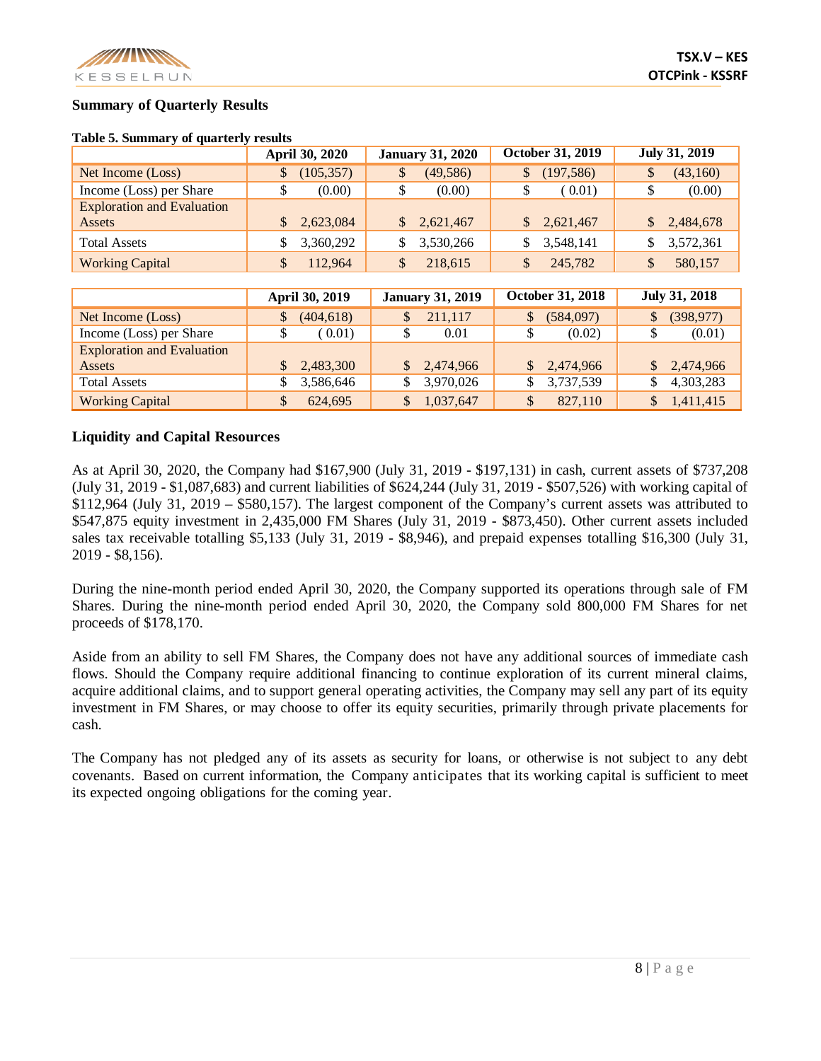## Summary of Quarterly Results

**Table 5. Summary of quarterly results**

| | April 30, 2020 | January 31, 2020 | October 31, 2019 | July 31, 2019 |
|---|---|---|---|---|
| Net Income (Loss) | $ (105,357) | $ (49,586) | $ (197,586) | $ (43,160) |
| Income (Loss) per Share | $ (0.00) | $ (0.00) | $ ( 0.01) | $ (0.00) |
| Exploration and Evaluation Assets | $ 2,623,084 | $ 2,621,467 | $ 2,621,467 | $ 2,484,678 |
| Total Assets | $ 3,360,292 | $ 3,530,266 | $ 3,548,141 | $ 3,572,361 |
| Working Capital | $ 112,964 | $ 218,615 | $ 245,782 | $ 580,157 |

| | April 30, 2019 | January 31, 2019 | October 31, 2018 | July 31, 2018 |
|---|---|---|---|---|
| Net Income (Loss) | $ (404,618) | $ 211,117 | $ (584,097) | $ (398,977) |
| Income (Loss) per Share | $ ( 0.01) | $ 0.01 | $ (0.02) | $ (0.01) |
| Exploration and Evaluation Assets | $ 2,483,300 | $ 2,474,966 | $ 2,474,966 | $ 2,474,966 |
| Total Assets | $ 3,586,646 | $ 3,970,026 | $ 3,737,539 | $ 4,303,283 |
| Working Capital | $ 624,695 | $ 1,037,647 | $ 827,110 | $ 1,411,415 |

## Liquidity and Capital Resources

As at April 30, 2020, the Company had $167,900 (July 31, 2019 - $197,131) in cash, current assets of $737,208 (July 31, 2019 - $1,087,683) and current liabilities of $624,244 (July 31, 2019 - $507,526) with working capital of $112,964 (July 31, 2019 – $580,157). The largest component of the Company's current assets was attributed to $547,875 equity investment in 2,435,000 FM Shares (July 31, 2019 - $873,450). Other current assets included sales tax receivable totalling $5,133 (July 31, 2019 - $8,946), and prepaid expenses totalling $16,300 (July 31, 2019 - $8,156).

During the nine-month period ended April 30, 2020, the Company supported its operations through sale of FM Shares. During the nine-month period ended April 30, 2020, the Company sold 800,000 FM Shares for net proceeds of $178,170.

Aside from an ability to sell FM Shares, the Company does not have any additional sources of immediate cash flows. Should the Company require additional financing to continue exploration of its current mineral claims, acquire additional claims, and to support general operating activities, the Company may sell any part of its equity investment in FM Shares, or may choose to offer its equity securities, primarily through private placements for cash.

The Company has not pledged any of its assets as security for loans, or otherwise is not subject to any debt covenants. Based on current information, the Company anticipates that its working capital is sufficient to meet its expected ongoing obligations for the coming year.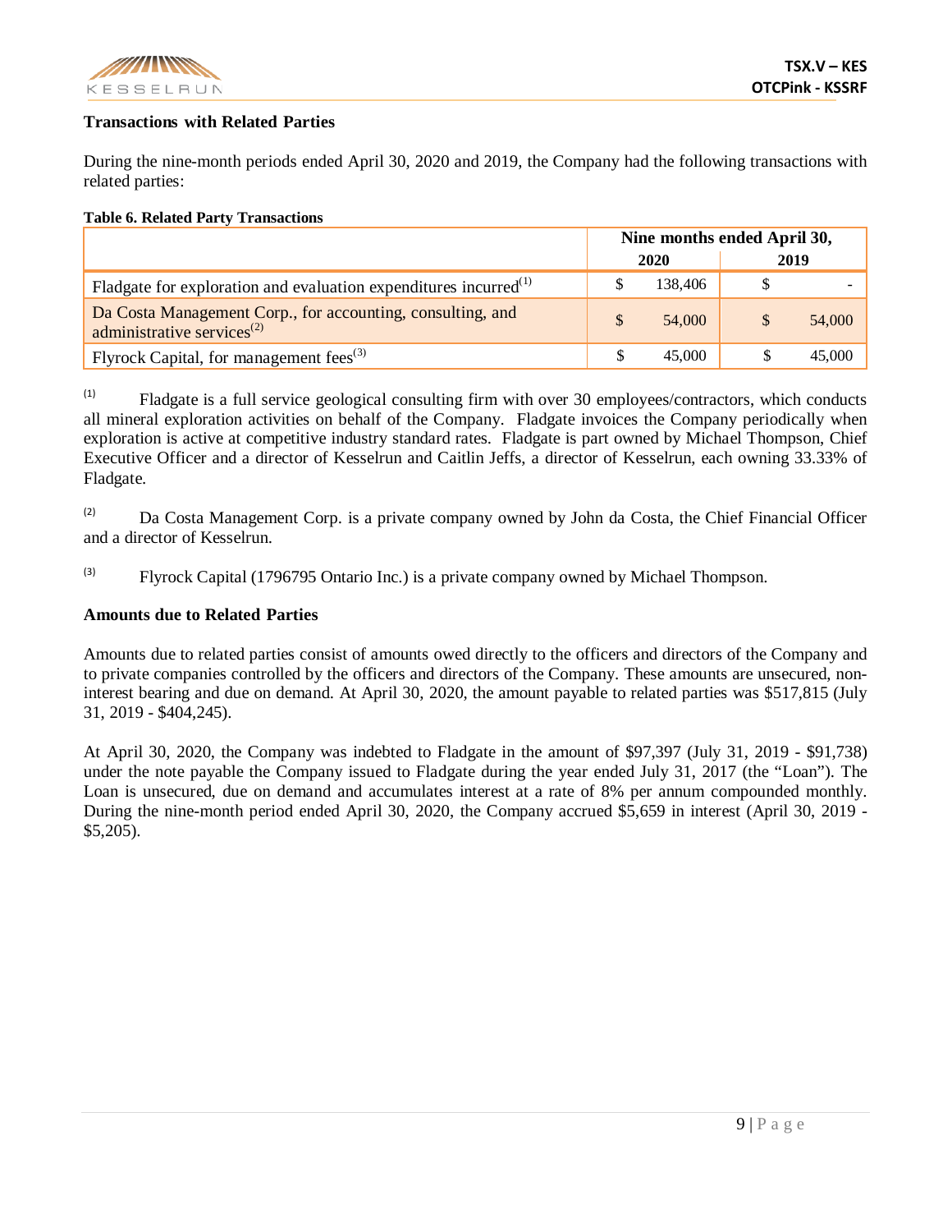### Transactions with Related Parties

During the nine-month periods ended April 30, 2020 and 2019, the Company had the following transactions with related parties:

**Table 6. Related Party Transactions**

| | Nine months ended April 30, | |
|---|---|---|
| | 2020 | 2019 |
| Fladgate for exploration and evaluation expenditures incurred[(1)] | $ 138,406 | $ - |
| Da Costa Management Corp., for accounting, consulting, and administrative services[(2)] | $ 54,000 | $ 54,000 |
| Flyrock Capital, for management fees[(3)] | $ 45,000 | $ 45,000 |

[(1)] Fladgate is a full service geological consulting firm with over 30 employees/contractors, which conducts all mineral exploration activities on behalf of the Company. Fladgate invoices the Company periodically when exploration is active at competitive industry standard rates. Fladgate is part owned by Michael Thompson, Chief Executive Officer and a director of Kesselrun and Caitlin Jeffs, a director of Kesselrun, each owning 33.33% of Fladgate.

[(2)] Da Costa Management Corp. is a private company owned by John da Costa, the Chief Financial Officer and a director of Kesselrun.

[(3)] Flyrock Capital (1796795 Ontario Inc.) is a private company owned by Michael Thompson.

### Amounts due to Related Parties

Amounts due to related parties consist of amounts owed directly to the officers and directors of the Company and to private companies controlled by the officers and directors of the Company. These amounts are unsecured, non-interest bearing and due on demand. At April 30, 2020, the amount payable to related parties was $517,815 (July 31, 2019 - $404,245).

At April 30, 2020, the Company was indebted to Fladgate in the amount of $97,397 (July 31, 2019 - $91,738) under the note payable the Company issued to Fladgate during the year ended July 31, 2017 (the "Loan"). The Loan is unsecured, due on demand and accumulates interest at a rate of 8% per annum compounded monthly. During the nine-month period ended April 30, 2020, the Company accrued $5,659 in interest (April 30, 2019 - $5,205).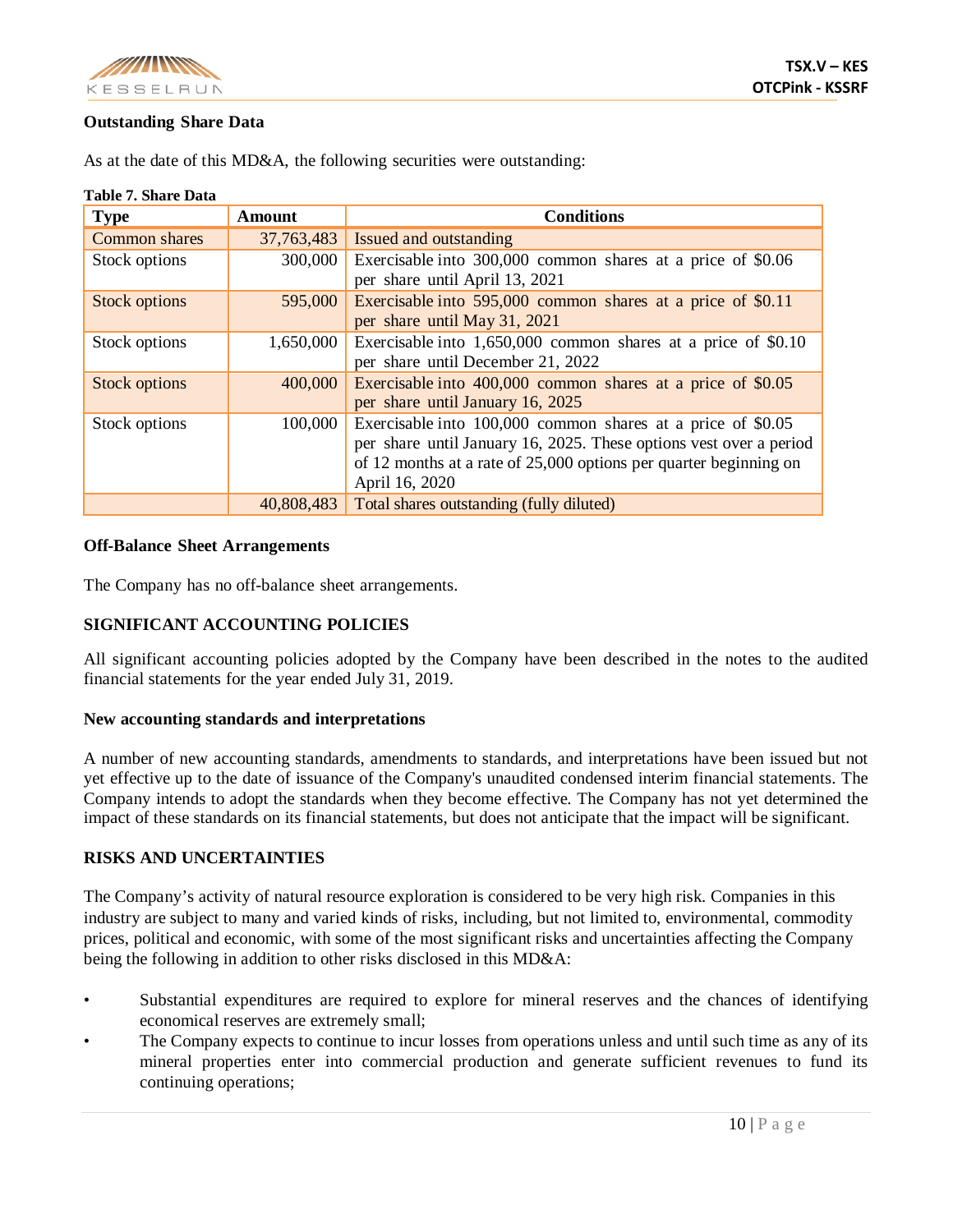### Outstanding Share Data

As at the date of this MD&A, the following securities were outstanding:

**Table 7. Share Data**

| Type | Amount | Conditions |
|---|---|---|
| Common shares | 37,763,483 | Issued and outstanding |
| Stock options | 300,000 | Exercisable into 300,000 common shares at a price of $0.06 per share until April 13, 2021 |
| Stock options | 595,000 | Exercisable into 595,000 common shares at a price of $0.11 per share until May 31, 2021 |
| Stock options | 1,650,000 | Exercisable into 1,650,000 common shares at a price of $0.10 per share until December 21, 2022 |
| Stock options | 400,000 | Exercisable into 400,000 common shares at a price of $0.05 per share until January 16, 2025 |
| Stock options | 100,000 | Exercisable into 100,000 common shares at a price of $0.05 per share until January 16, 2025. These options vest over a period of 12 months at a rate of 25,000 options per quarter beginning on April 16, 2020 |
| | 40,808,483 | Total shares outstanding (fully diluted) |

### Off-Balance Sheet Arrangements

The Company has no off-balance sheet arrangements.

## SIGNIFICANT ACCOUNTING POLICIES

All significant accounting policies adopted by the Company have been described in the notes to the audited financial statements for the year ended July 31, 2019.

### New accounting standards and interpretations

A number of new accounting standards, amendments to standards, and interpretations have been issued but not yet effective up to the date of issuance of the Company's unaudited condensed interim financial statements. The Company intends to adopt the standards when they become effective. The Company has not yet determined the impact of these standards on its financial statements, but does not anticipate that the impact will be significant.

## RISKS AND UNCERTAINTIES

The Company's activity of natural resource exploration is considered to be very high risk. Companies in this industry are subject to many and varied kinds of risks, including, but not limited to, environmental, commodity prices, political and economic, with some of the most significant risks and uncertainties affecting the Company being the following in addition to other risks disclosed in this MD&A:

- Substantial expenditures are required to explore for mineral reserves and the chances of identifying economical reserves are extremely small;
- The Company expects to continue to incur losses from operations unless and until such time as any of its mineral properties enter into commercial production and generate sufficient revenues to fund its continuing operations;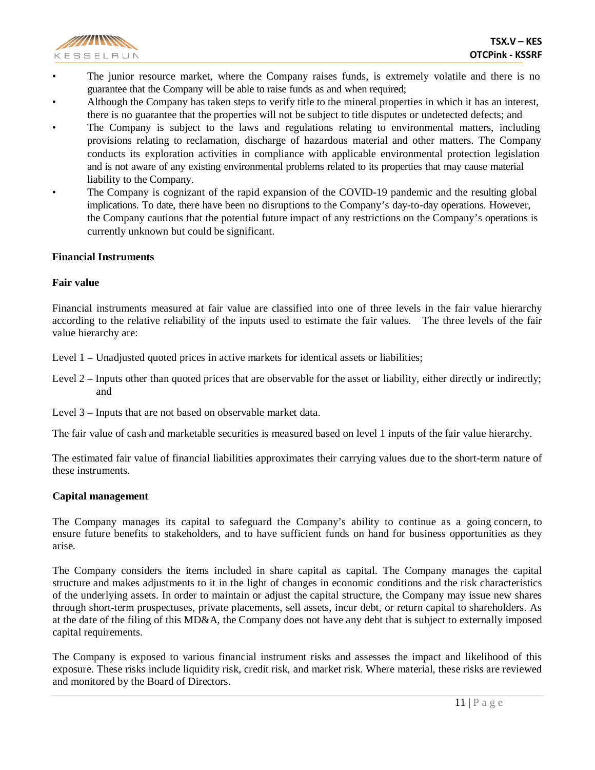- The junior resource market, where the Company raises funds, is extremely volatile and there is no guarantee that the Company will be able to raise funds as and when required;
- Although the Company has taken steps to verify title to the mineral properties in which it has an interest, there is no guarantee that the properties will not be subject to title disputes or undetected defects; and
- The Company is subject to the laws and regulations relating to environmental matters, including provisions relating to reclamation, discharge of hazardous material and other matters. The Company conducts its exploration activities in compliance with applicable environmental protection legislation and is not aware of any existing environmental problems related to its properties that may cause material liability to the Company.
- The Company is cognizant of the rapid expansion of the COVID-19 pandemic and the resulting global implications. To date, there have been no disruptions to the Company's day-to-day operations. However, the Company cautions that the potential future impact of any restrictions on the Company's operations is currently unknown but could be significant.

**Financial Instruments**

**Fair value**

Financial instruments measured at fair value are classified into one of three levels in the fair value hierarchy according to the relative reliability of the inputs used to estimate the fair values. The three levels of the fair value hierarchy are:

Level 1 – Unadjusted quoted prices in active markets for identical assets or liabilities;

Level 2 – Inputs other than quoted prices that are observable for the asset or liability, either directly or indirectly; and

Level 3 – Inputs that are not based on observable market data.

The fair value of cash and marketable securities is measured based on level 1 inputs of the fair value hierarchy.

The estimated fair value of financial liabilities approximates their carrying values due to the short-term nature of these instruments.

**Capital management**

The Company manages its capital to safeguard the Company's ability to continue as a going concern, to ensure future benefits to stakeholders, and to have sufficient funds on hand for business opportunities as they arise.

The Company considers the items included in share capital as capital. The Company manages the capital structure and makes adjustments to it in the light of changes in economic conditions and the risk characteristics of the underlying assets. In order to maintain or adjust the capital structure, the Company may issue new shares through short-term prospectuses, private placements, sell assets, incur debt, or return capital to shareholders. As at the date of the filing of this MD&A, the Company does not have any debt that is subject to externally imposed capital requirements.

The Company is exposed to various financial instrument risks and assesses the impact and likelihood of this exposure. These risks include liquidity risk, credit risk, and market risk. Where material, these risks are reviewed and monitored by the Board of Directors.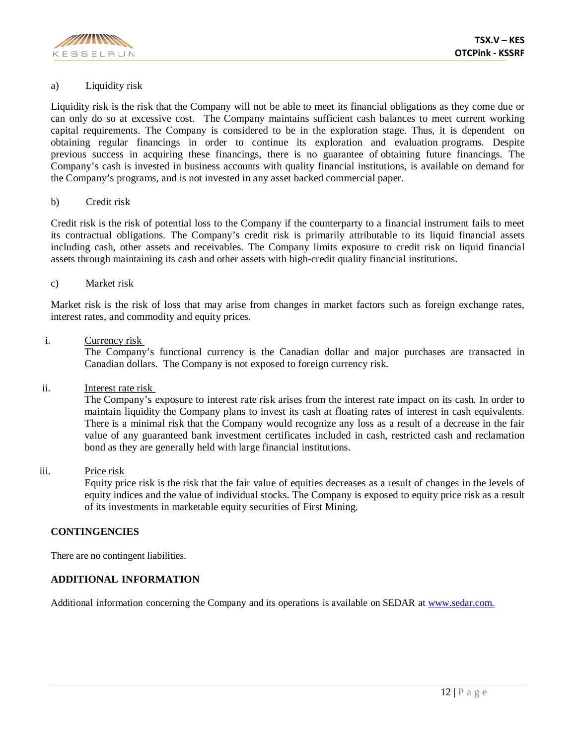a) Liquidity risk

Liquidity risk is the risk that the Company will not be able to meet its financial obligations as they come due or can only do so at excessive cost. The Company maintains sufficient cash balances to meet current working capital requirements. The Company is considered to be in the exploration stage. Thus, it is dependent on obtaining regular financings in order to continue its exploration and evaluation programs. Despite previous success in acquiring these financings, there is no guarantee of obtaining future financings. The Company's cash is invested in business accounts with quality financial institutions, is available on demand for the Company's programs, and is not invested in any asset backed commercial paper.

b) Credit risk

Credit risk is the risk of potential loss to the Company if the counterparty to a financial instrument fails to meet its contractual obligations. The Company's credit risk is primarily attributable to its liquid financial assets including cash, other assets and receivables. The Company limits exposure to credit risk on liquid financial assets through maintaining its cash and other assets with high-credit quality financial institutions.

c) Market risk

Market risk is the risk of loss that may arise from changes in market factors such as foreign exchange rates, interest rates, and commodity and equity prices.

i. Currency risk

The Company's functional currency is the Canadian dollar and major purchases are transacted in Canadian dollars. The Company is not exposed to foreign currency risk.

ii. Interest rate risk

The Company's exposure to interest rate risk arises from the interest rate impact on its cash. In order to maintain liquidity the Company plans to invest its cash at floating rates of interest in cash equivalents. There is a minimal risk that the Company would recognize any loss as a result of a decrease in the fair value of any guaranteed bank investment certificates included in cash, restricted cash and reclamation bond as they are generally held with large financial institutions.

iii. Price risk

Equity price risk is the risk that the fair value of equities decreases as a result of changes in the levels of equity indices and the value of individual stocks. The Company is exposed to equity price risk as a result of its investments in marketable equity securities of First Mining.

## CONTINGENCIES

There are no contingent liabilities.

## ADDITIONAL INFORMATION

Additional information concerning the Company and its operations is available on SEDAR at www.sedar.com.